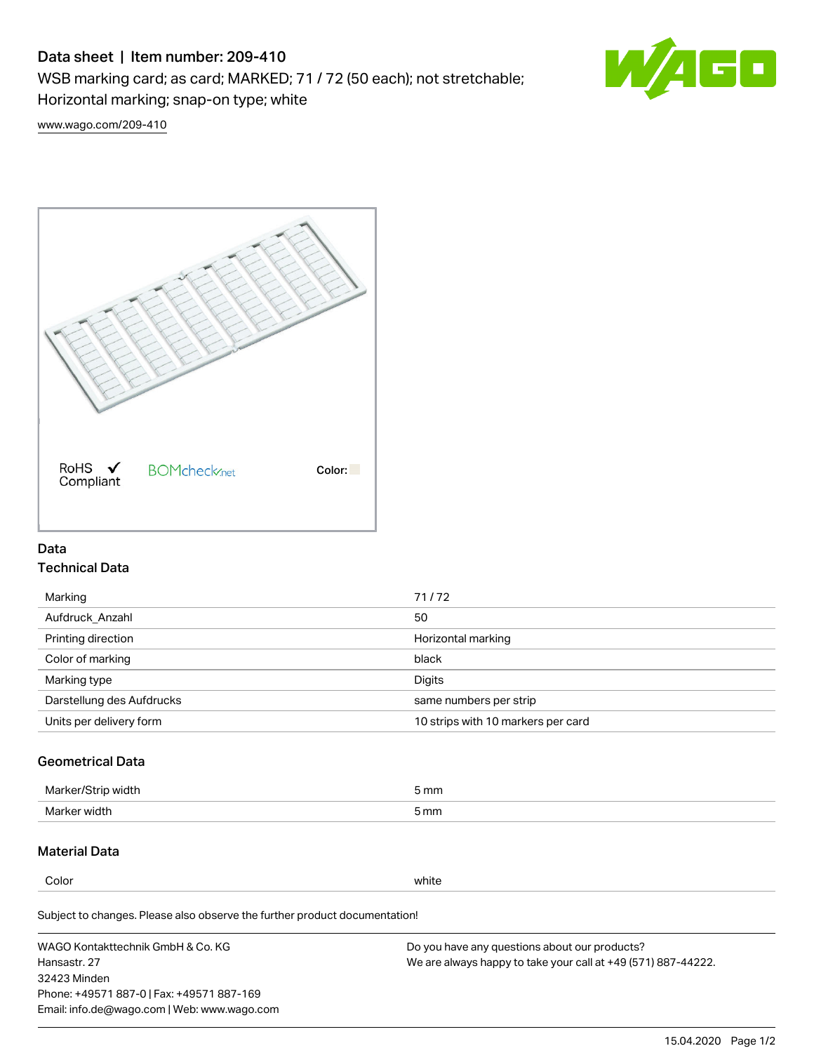# Data sheet | Item number: 209-410

WSB marking card; as card; MARKED; 71 / 72 (50 each); not stretchable; Horizontal marking; snap-on type; white

www.wago.com/209-410

RoHS Compliant ✓ BOMcheck.net Color:

## Data

### Technical Data

| | |
|---|---|
| Marking | 71 / 72 |
| Aufdruck_Anzahl | 50 |
| Printing direction | Horizontal marking |
| Color of marking | black |
| Marking type | Digits |
| Darstellung des Aufdrucks | same numbers per strip |
| Units per delivery form | 10 strips with 10 markers per card |

### Geometrical Data

| | |
|---|---|
| Marker/Strip width | 5 mm |
| Marker width | 5 mm |

### Material Data

| | |
|---|---|
| Color | white |

Subject to changes. Please also observe the further product documentation!

WAGO Kontakttechnik GmbH & Co. KG
Hansastr. 27
32423 Minden
Phone: +49571 887-0 | Fax: +49571 887-169
Email: info.de@wago.com | Web: www.wago.com

Do you have any questions about our products?
We are always happy to take your call at +49 (571) 887-44222.

15.04.2020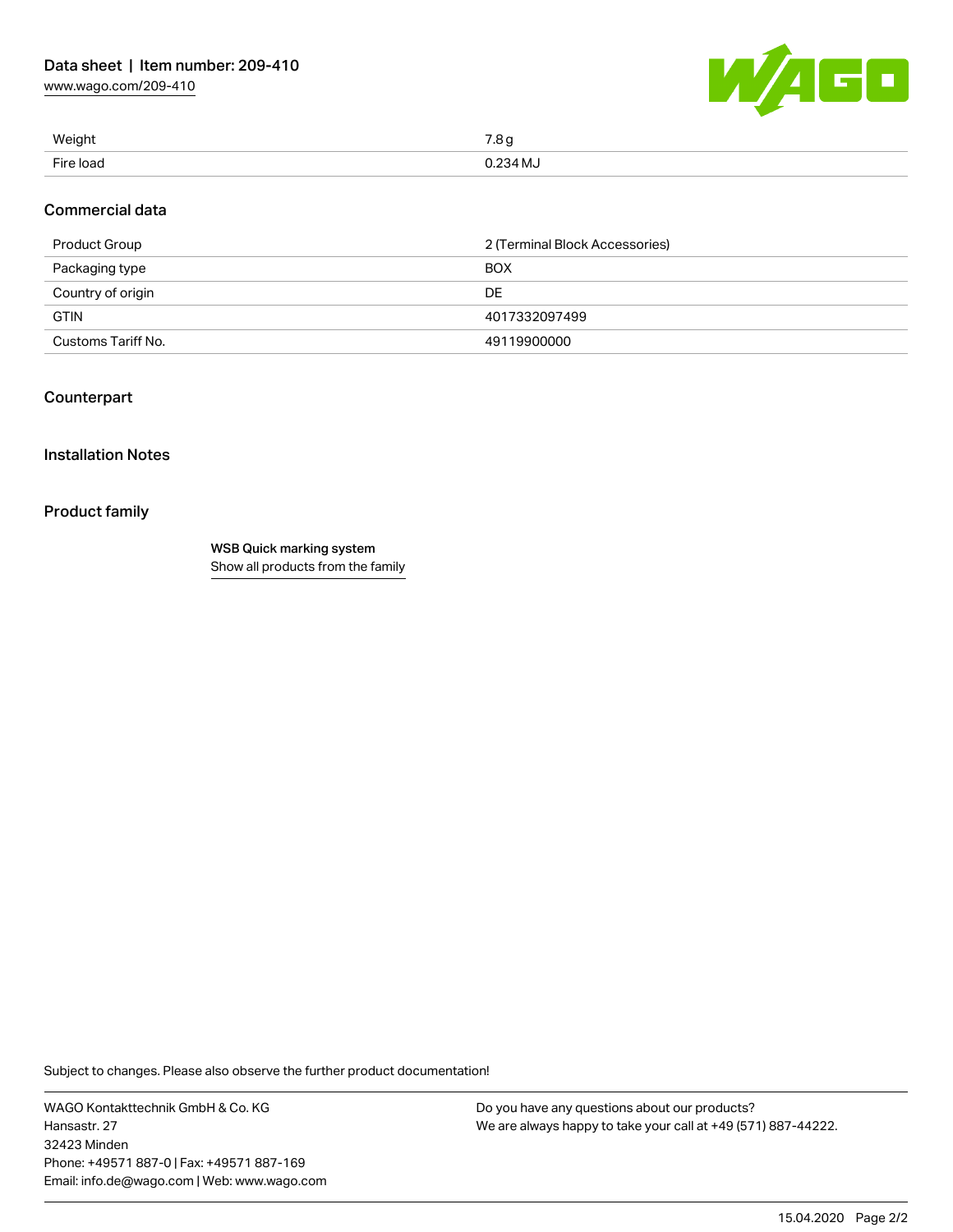| | |
|---|---|
| Weight | 7.8 g |
| Fire load | 0.234 MJ |

## Commercial data

| | |
|---|---|
| Product Group | 2 (Terminal Block Accessories) |
| Packaging type | BOX |
| Country of origin | DE |
| GTIN | 4017332097499 |
| Customs Tariff No. | 49119900000 |

## Counterpart

## Installation Notes

## Product family

**WSB Quick marking system**
Show all products from the family

Subject to changes. Please also observe the further product documentation!

WAGO Kontakttechnik GmbH & Co. KG
Hansastr. 27
32423 Minden
Phone: +49571 887-0 | Fax: +49571 887-169
Email: info.de@wago.com | Web: www.wago.com

Do you have any questions about our products?
We are always happy to take your call at +49 (571) 887-44222.

15.04.2020